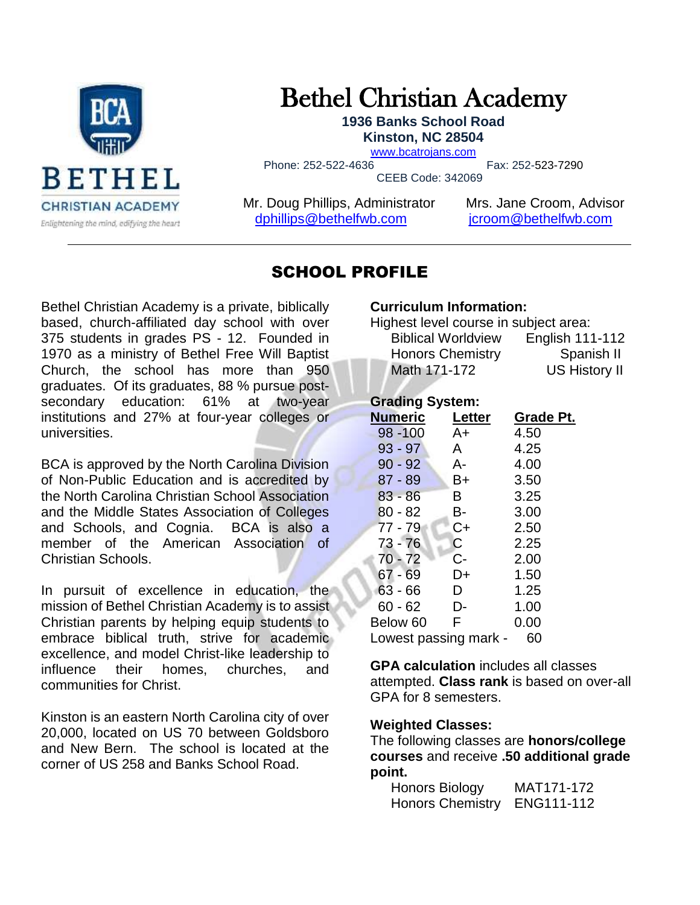# Bethel Christian Academy

**1936 Banks School Road**
**Kinston, NC 28504**

www.bcatrojans.com

Phone: 252-522-4636 Fax: 252-523-7290

CEEB Code: 342069

Mr. Doug Phillips, Administrator
dphillips@bethelfwb.com

Mrs. Jane Croom, Advisor
jcroom@bethelfwb.com

## SCHOOL PROFILE

Bethel Christian Academy is a private, biblically based, church-affiliated day school with over 375 students in grades PS - 12. Founded in 1970 as a ministry of Bethel Free Will Baptist Church, the school has more than 950 graduates. Of its graduates, 88 % pursue post-secondary education: 61% at two-year institutions and 27% at four-year colleges or universities.

BCA is approved by the North Carolina Division of Non-Public Education and is accredited by the North Carolina Christian School Association and the Middle States Association of Colleges and Schools, and Cognia. BCA is also a member of the American Association of Christian Schools.

In pursuit of excellence in education, the mission of Bethel Christian Academy is to assist Christian parents by helping equip students to embrace biblical truth, strive for academic excellence, and model Christ-like leadership to influence their homes, churches, and communities for Christ.

Kinston is an eastern North Carolina city of over 20,000, located on US 70 between Goldsboro and New Bern. The school is located at the corner of US 258 and Banks School Road.

**Curriculum Information:**

Highest level course in subject area:

| | |
|---|---|
| Biblical Worldview | English 111-112 |
| Honors Chemistry | Spanish II |
| Math 171-172 | US History II |

**Grading System:**

| Numeric | Letter | Grade Pt. |
|---|---|---|
| 98 -100 | A+ | 4.50 |
| 93 - 97 | A | 4.25 |
| 90 - 92 | A- | 4.00 |
| 87 - 89 | B+ | 3.50 |
| 83 - 86 | B | 3.25 |
| 80 - 82 | B- | 3.00 |
| 77 - 79 | C+ | 2.50 |
| 73 - 76 | C | 2.25 |
| 70 - 72 | C- | 2.00 |
| 67 - 69 | D+ | 1.50 |
| 63 - 66 | D | 1.25 |
| 60 - 62 | D- | 1.00 |
| Below 60 | F | 0.00 |

Lowest passing mark - 60

**GPA calculation** includes all classes attempted. **Class rank** is based on over-all GPA for 8 semesters.

**Weighted Classes:**

The following classes are **honors/college courses** and receive **.50 additional grade point.**

| | |
|---|---|
| Honors Biology | MAT171-172 |
| Honors Chemistry | ENG111-112 |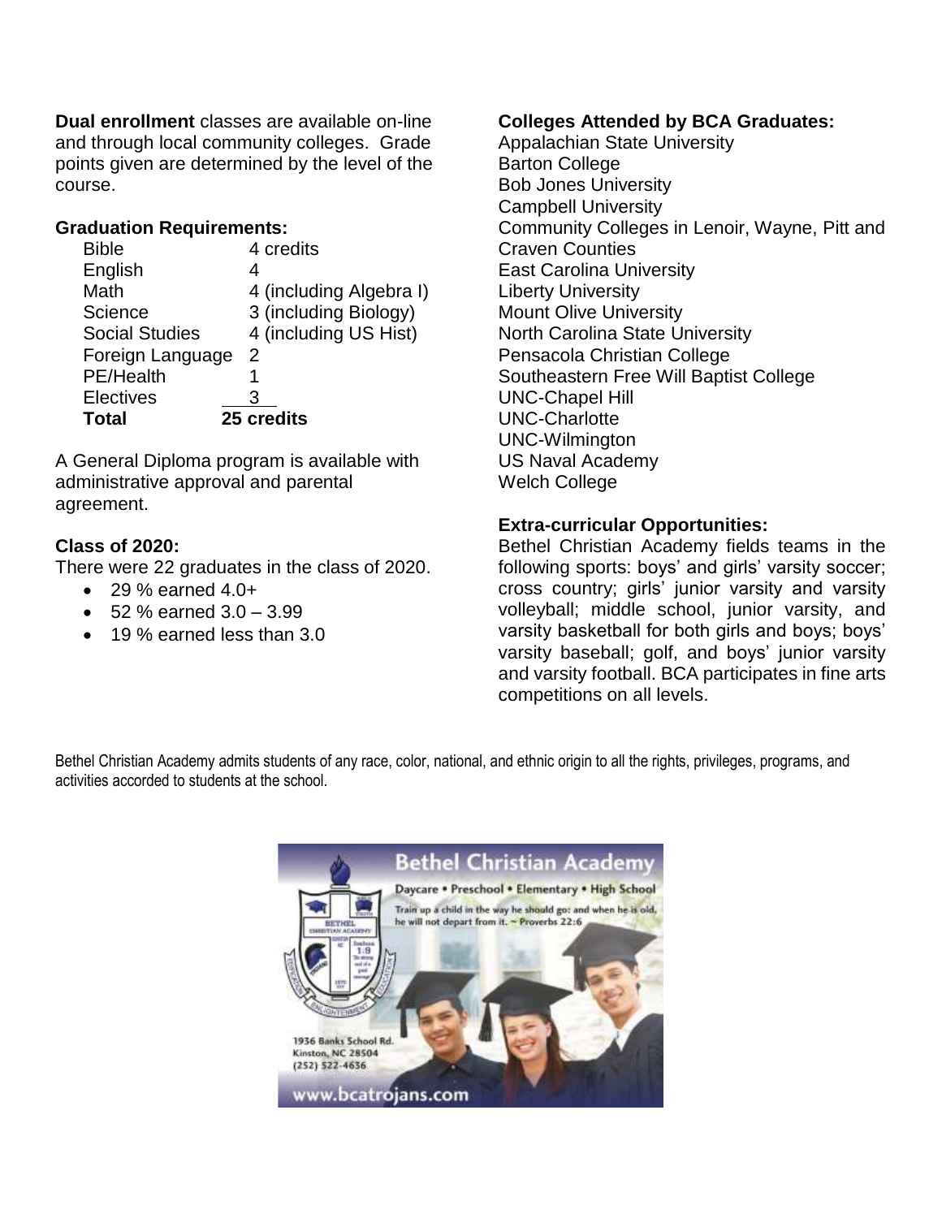**Dual enrollment** classes are available on-line and through local community colleges. Grade points given are determined by the level of the course.

**Graduation Requirements:**

| | |
|---|---|
| Bible | 4 credits |
| English | 4 |
| Math | 4 (including Algebra I) |
| Science | 3 (including Biology) |
| Social Studies | 4 (including US Hist) |
| Foreign Language | 2 |
| PE/Health | 1 |
| Electives | 3 |
| **Total** | **25 credits** |

A General Diploma program is available with administrative approval and parental agreement.

**Class of 2020:**

There were 22 graduates in the class of 2020.

- 29 % earned 4.0+
- 52 % earned 3.0 – 3.99
- 19 % earned less than 3.0

**Colleges Attended by BCA Graduates:**

Appalachian State University
Barton College
Bob Jones University
Campbell University
Community Colleges in Lenoir, Wayne, Pitt and Craven Counties
East Carolina University
Liberty University
Mount Olive University
North Carolina State University
Pensacola Christian College
Southeastern Free Will Baptist College
UNC-Chapel Hill
UNC-Charlotte
UNC-Wilmington
US Naval Academy
Welch College

**Extra-curricular Opportunities:**

Bethel Christian Academy fields teams in the following sports: boys' and girls' varsity soccer; cross country; girls' junior varsity and varsity volleyball; middle school, junior varsity, and varsity basketball for both girls and boys; boys' varsity baseball; golf, and boys' junior varsity and varsity football. BCA participates in fine arts competitions on all levels.

Bethel Christian Academy admits students of any race, color, national, and ethnic origin to all the rights, privileges, programs, and activities accorded to students at the school.

**Bethel Christian Academy**

Daycare • Preschool • Elementary • High School

Train up a child in the way he should go: and when he is old, he will not depart from it. ~ Proverbs 22:6

1936 Banks School Rd.
Kinston, NC 28504
(252) 522-4636

www.bcatrojans.com